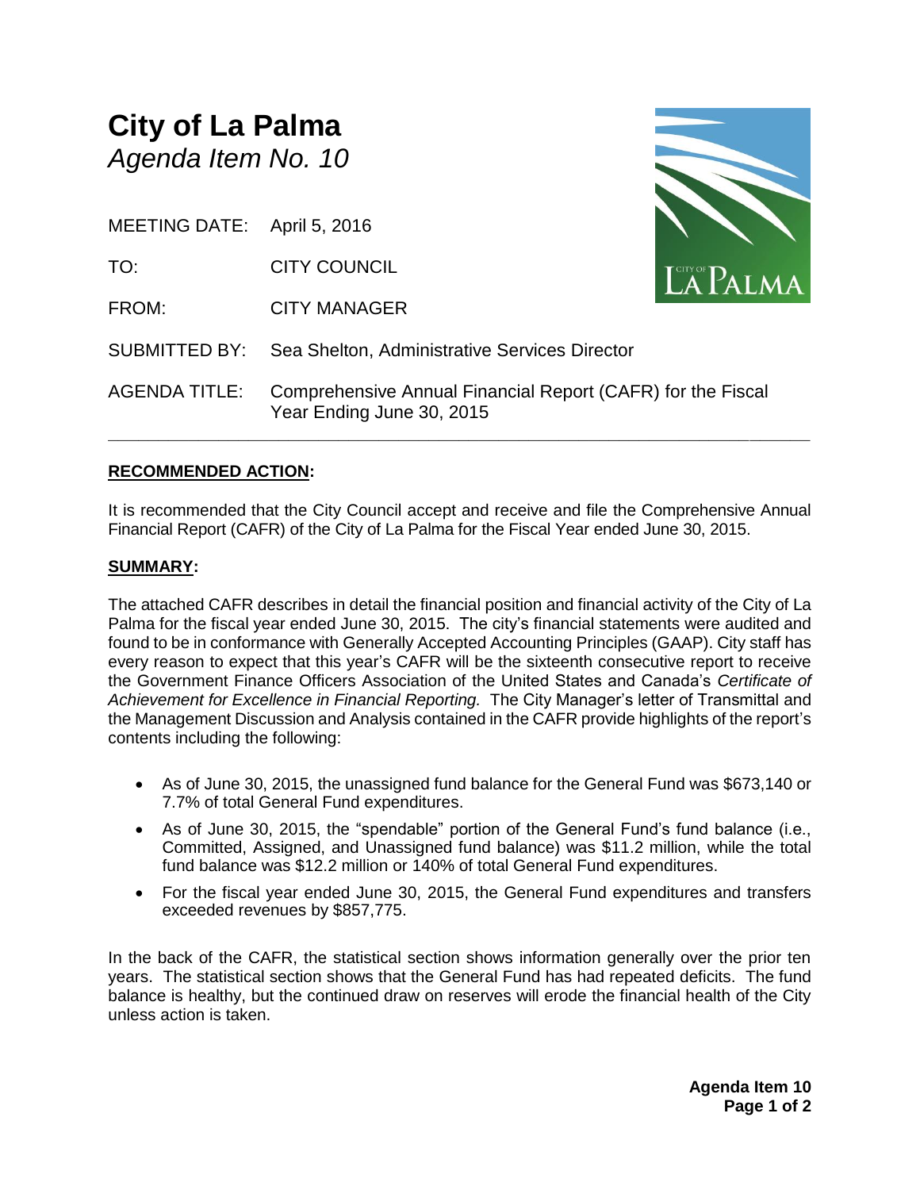# City of La Palma

*Agenda Item No. 10*

MEETING DATE: April 5, 2016

TO: CITY COUNCIL

FROM: CITY MANAGER

SUBMITTED BY: Sea Shelton, Administrative Services Director

AGENDA TITLE: Comprehensive Annual Financial Report (CAFR) for the Fiscal Year Ending June 30, 2015

---

## RECOMMENDED ACTION:

It is recommended that the City Council accept and receive and file the Comprehensive Annual Financial Report (CAFR) of the City of La Palma for the Fiscal Year ended June 30, 2015.

## SUMMARY:

The attached CAFR describes in detail the financial position and financial activity of the City of La Palma for the fiscal year ended June 30, 2015. The city's financial statements were audited and found to be in conformance with Generally Accepted Accounting Principles (GAAP). City staff has every reason to expect that this year's CAFR will be the sixteenth consecutive report to receive the Government Finance Officers Association of the United States and Canada's *Certificate of Achievement for Excellence in Financial Reporting.* The City Manager's letter of Transmittal and the Management Discussion and Analysis contained in the CAFR provide highlights of the report's contents including the following:

- As of June 30, 2015, the unassigned fund balance for the General Fund was $673,140 or 7.7% of total General Fund expenditures.
- As of June 30, 2015, the "spendable" portion of the General Fund's fund balance (i.e., Committed, Assigned, and Unassigned fund balance) was $11.2 million, while the total fund balance was $12.2 million or 140% of total General Fund expenditures.
- For the fiscal year ended June 30, 2015, the General Fund expenditures and transfers exceeded revenues by $857,775.

In the back of the CAFR, the statistical section shows information generally over the prior ten years. The statistical section shows that the General Fund has had repeated deficits. The fund balance is healthy, but the continued draw on reserves will erode the financial health of the City unless action is taken.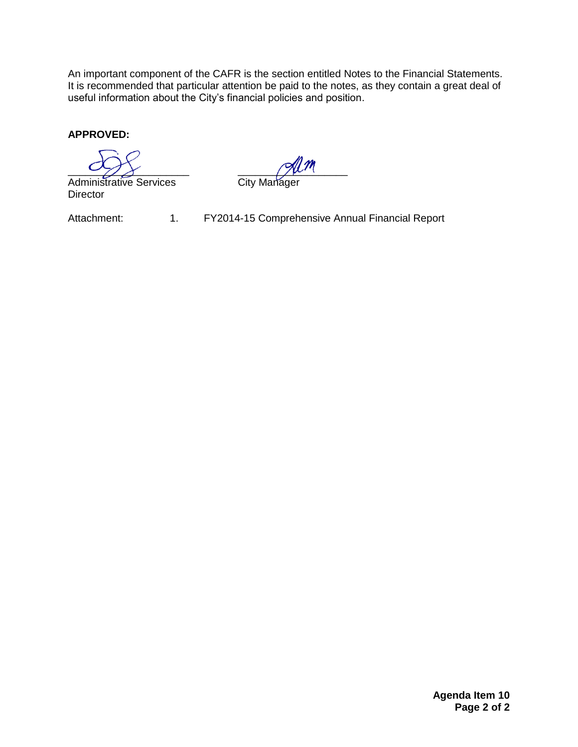An important component of the CAFR is the section entitled Notes to the Financial Statements. It is recommended that particular attention be paid to the notes, as they contain a great deal of useful information about the City's financial policies and position.

**APPROVED:**

\_\_\_\_\_\_\_\_\_\_\_\_\_\_\_\_\_\_\_\_\_\_\_\_
Administrative Services Director

\_\_\_\_\_\_\_\_\_\_\_\_\_\_\_\_\_\_\_\_\_\_\_\_
City Manager

Attachment: 1. FY2014-15 Comprehensive Annual Financial Report

**Agenda Item 10**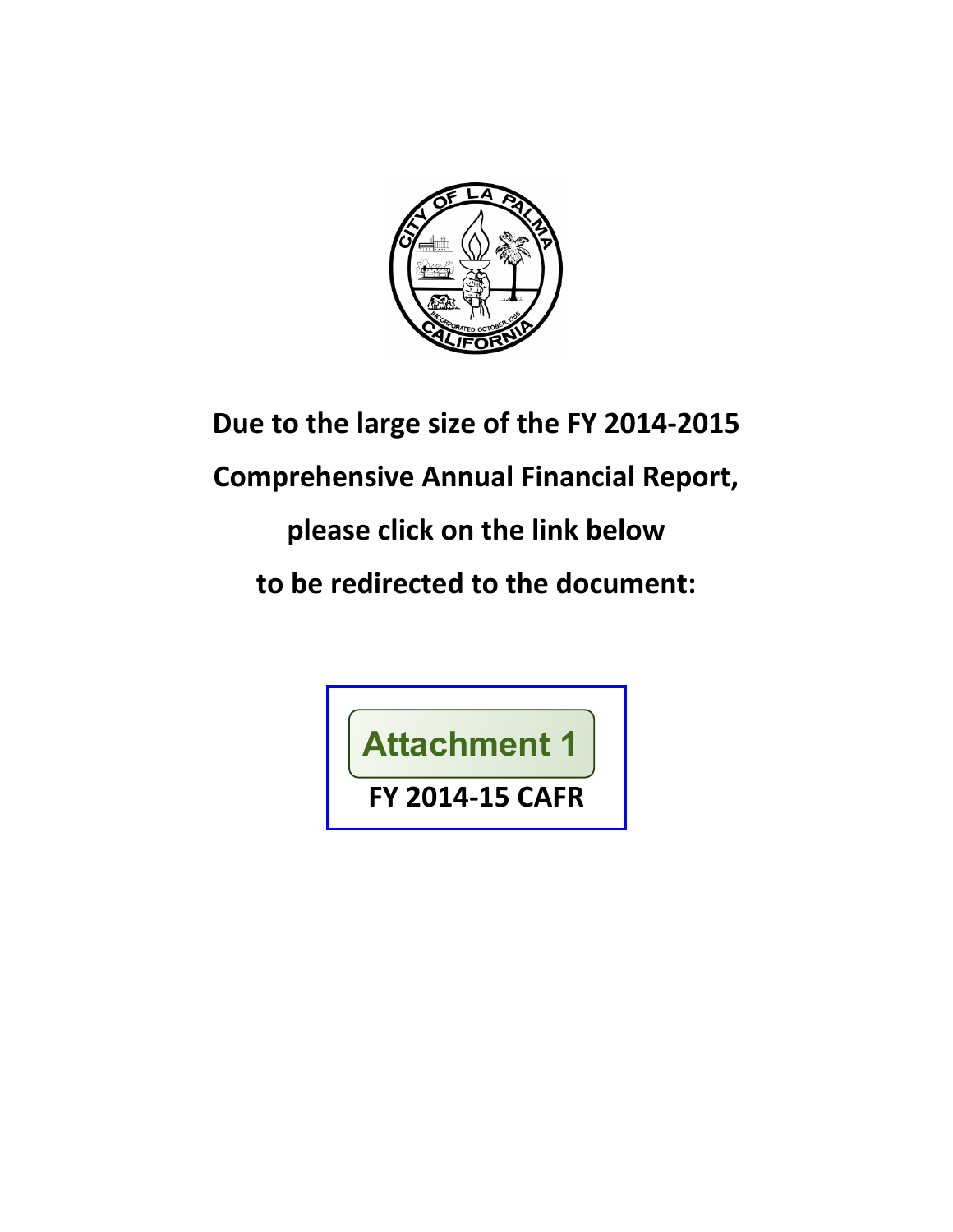**Due to the large size of the FY 2014-2015 Comprehensive Annual Financial Report, please click on the link below to be redirected to the document:**

**Attachment 1**

**FY 2014-15 CAFR**